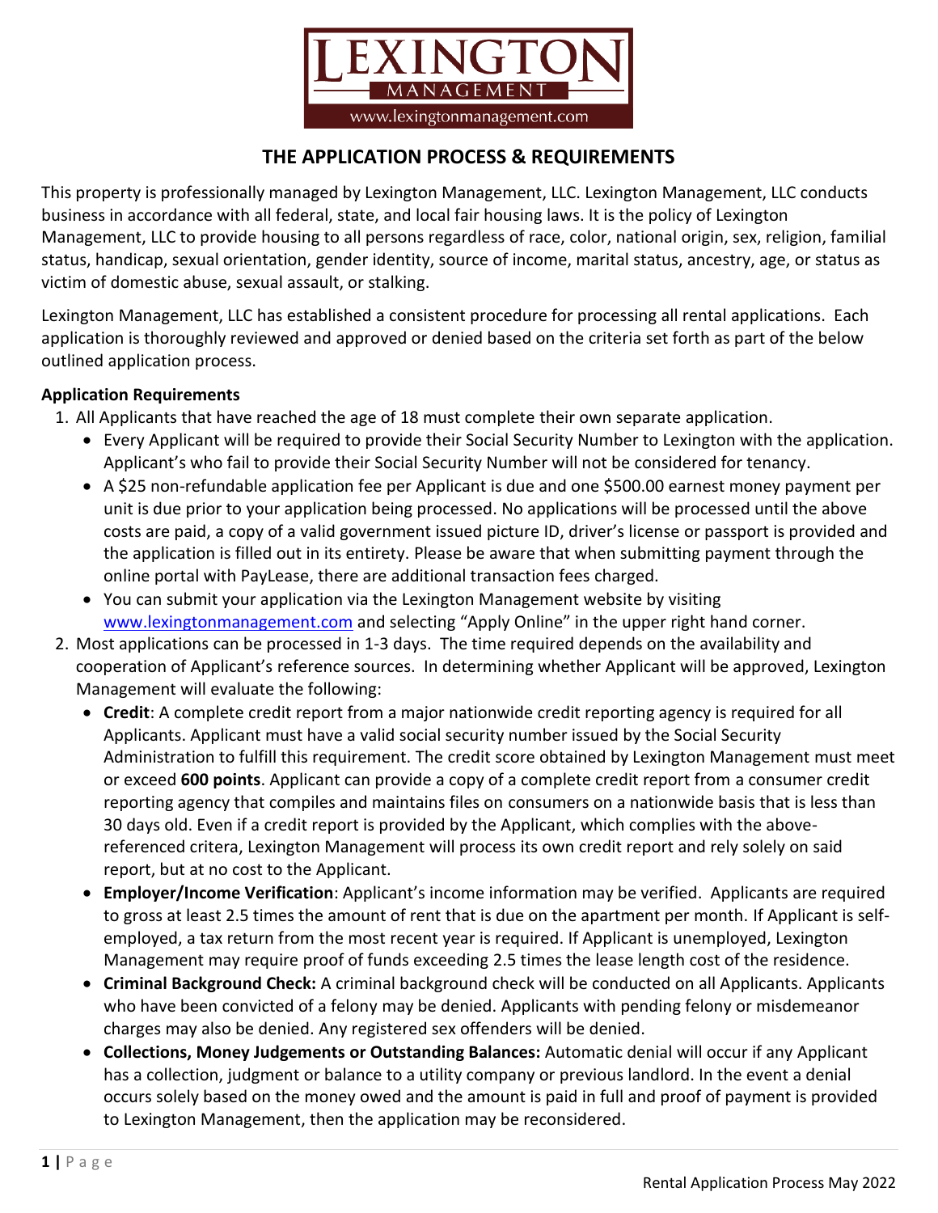LEXINGTON MANAGEMENT
www.lexingtonmanagement.com

# THE APPLICATION PROCESS & REQUIREMENTS

This property is professionally managed by Lexington Management, LLC. Lexington Management, LLC conducts business in accordance with all federal, state, and local fair housing laws. It is the policy of Lexington Management, LLC to provide housing to all persons regardless of race, color, national origin, sex, religion, familial status, handicap, sexual orientation, gender identity, source of income, marital status, ancestry, age, or status as victim of domestic abuse, sexual assault, or stalking.

Lexington Management, LLC has established a consistent procedure for processing all rental applications. Each application is thoroughly reviewed and approved or denied based on the criteria set forth as part of the below outlined application process.

**Application Requirements**

1. All Applicants that have reached the age of 18 must complete their own separate application.
   - Every Applicant will be required to provide their Social Security Number to Lexington with the application. Applicant's who fail to provide their Social Security Number will not be considered for tenancy.
   - A $25 non-refundable application fee per Applicant is due and one $500.00 earnest money payment per unit is due prior to your application being processed. No applications will be processed until the above costs are paid, a copy of a valid government issued picture ID, driver's license or passport is provided and the application is filled out in its entirety. Please be aware that when submitting payment through the online portal with PayLease, there are additional transaction fees charged.
   - You can submit your application via the Lexington Management website by visiting www.lexingtonmanagement.com and selecting "Apply Online" in the upper right hand corner.
2. Most applications can be processed in 1-3 days. The time required depends on the availability and cooperation of Applicant's reference sources. In determining whether Applicant will be approved, Lexington Management will evaluate the following:
   - **Credit**: A complete credit report from a major nationwide credit reporting agency is required for all Applicants. Applicant must have a valid social security number issued by the Social Security Administration to fulfill this requirement. The credit score obtained by Lexington Management must meet or exceed **600 points**. Applicant can provide a copy of a complete credit report from a consumer credit reporting agency that compiles and maintains files on consumers on a nationwide basis that is less than 30 days old. Even if a credit report is provided by the Applicant, which complies with the above-referenced critera, Lexington Management will process its own credit report and rely solely on said report, but at no cost to the Applicant.
   - **Employer/Income Verification**: Applicant's income information may be verified. Applicants are required to gross at least 2.5 times the amount of rent that is due on the apartment per month. If Applicant is self-employed, a tax return from the most recent year is required. If Applicant is unemployed, Lexington Management may require proof of funds exceeding 2.5 times the lease length cost of the residence.
   - **Criminal Background Check:** A criminal background check will be conducted on all Applicants. Applicants who have been convicted of a felony may be denied. Applicants with pending felony or misdemeanor charges may also be denied. Any registered sex offenders will be denied.
   - **Collections, Money Judgements or Outstanding Balances:** Automatic denial will occur if any Applicant has a collection, judgment or balance to a utility company or previous landlord. In the event a denial occurs solely based on the money owed and the amount is paid in full and proof of payment is provided to Lexington Management, then the application may be reconsidered.

Rental Application Process May 2022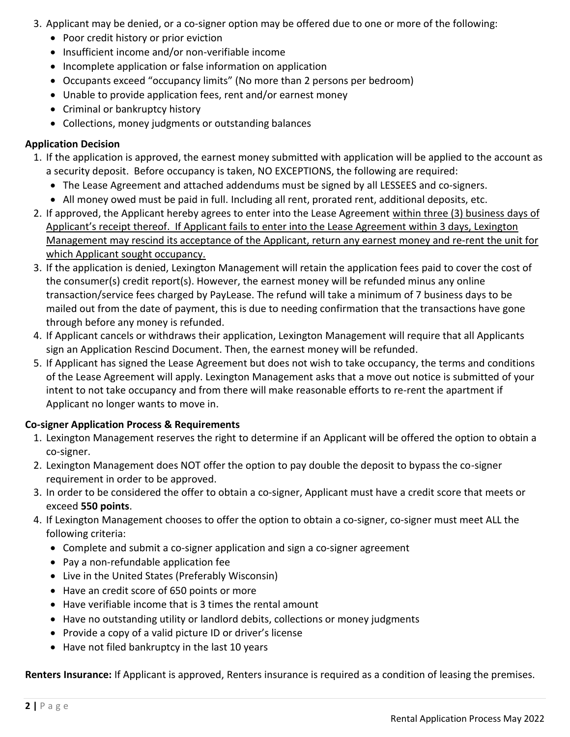3. Applicant may be denied, or a co-signer option may be offered due to one or more of the following:
   - Poor credit history or prior eviction
   - Insufficient income and/or non-verifiable income
   - Incomplete application or false information on application
   - Occupants exceed "occupancy limits" (No more than 2 persons per bedroom)
   - Unable to provide application fees, rent and/or earnest money
   - Criminal or bankruptcy history
   - Collections, money judgments or outstanding balances

**Application Decision**

1. If the application is approved, the earnest money submitted with application will be applied to the account as a security deposit. Before occupancy is taken, NO EXCEPTIONS, the following are required:
   - The Lease Agreement and attached addendums must be signed by all LESSEES and co-signers.
   - All money owed must be paid in full. Including all rent, prorated rent, additional deposits, etc.
2. If approved, the Applicant hereby agrees to enter into the Lease Agreement <u>within three (3) business days of Applicant's receipt thereof. If Applicant fails to enter into the Lease Agreement within 3 days, Lexington Management may rescind its acceptance of the Applicant, return any earnest money and re-rent the unit for which Applicant sought occupancy.</u>
3. If the application is denied, Lexington Management will retain the application fees paid to cover the cost of the consumer(s) credit report(s). However, the earnest money will be refunded minus any online transaction/service fees charged by PayLease. The refund will take a minimum of 7 business days to be mailed out from the date of payment, this is due to needing confirmation that the transactions have gone through before any money is refunded.
4. If Applicant cancels or withdraws their application, Lexington Management will require that all Applicants sign an Application Rescind Document. Then, the earnest money will be refunded.
5. If Applicant has signed the Lease Agreement but does not wish to take occupancy, the terms and conditions of the Lease Agreement will apply. Lexington Management asks that a move out notice is submitted of your intent to not take occupancy and from there will make reasonable efforts to re-rent the apartment if Applicant no longer wants to move in.

**Co-signer Application Process & Requirements**

1. Lexington Management reserves the right to determine if an Applicant will be offered the option to obtain a co-signer.
2. Lexington Management does NOT offer the option to pay double the deposit to bypass the co-signer requirement in order to be approved.
3. In order to be considered the offer to obtain a co-signer, Applicant must have a credit score that meets or exceed **550 points**.
4. If Lexington Management chooses to offer the option to obtain a co-signer, co-signer must meet ALL the following criteria:
   - Complete and submit a co-signer application and sign a co-signer agreement
   - Pay a non-refundable application fee
   - Live in the United States (Preferably Wisconsin)
   - Have an credit score of 650 points or more
   - Have verifiable income that is 3 times the rental amount
   - Have no outstanding utility or landlord debits, collections or money judgments
   - Provide a copy of a valid picture ID or driver's license
   - Have not filed bankruptcy in the last 10 years

**Renters Insurance:** If Applicant is approved, Renters insurance is required as a condition of leasing the premises.